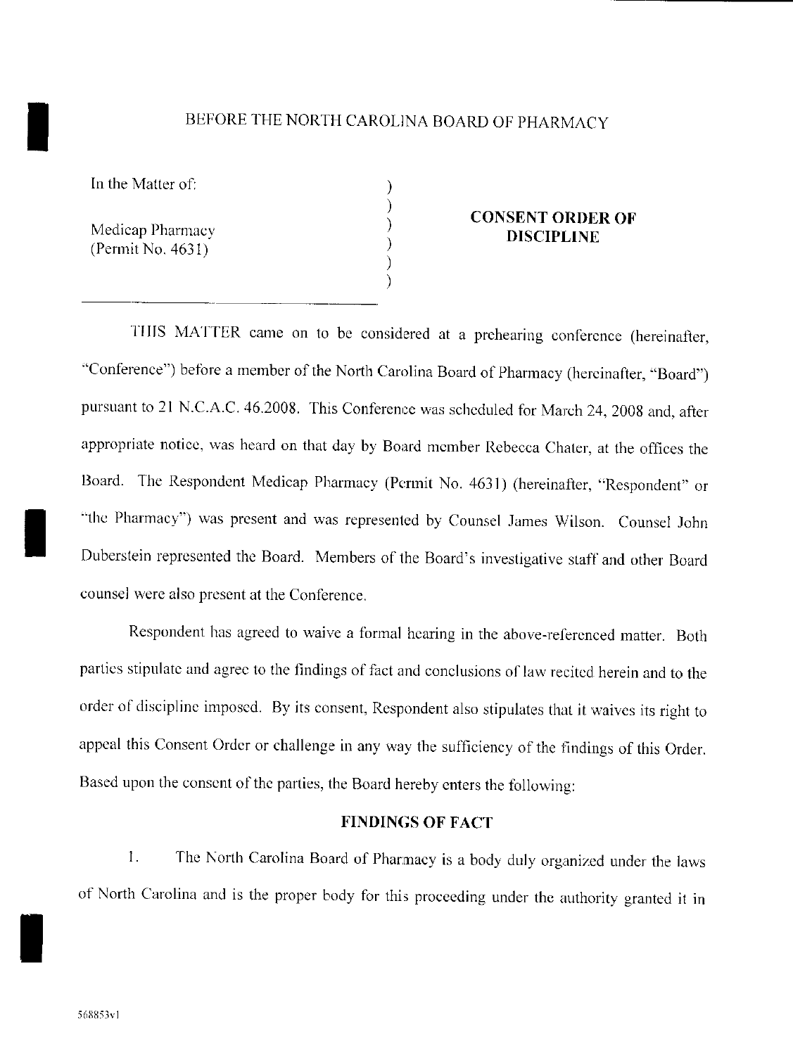BEFORE THE NORTH CAROLINA BOARD OF PHARMACY

In the Matter of:

Medicap Pharmacy
(Permit No. 4631)

**CONSENT ORDER OF DISCIPLINE**

THIS MATTER came on to be considered at a prehearing conference (hereinafter, "Conference") before a member of the North Carolina Board of Pharmacy (hereinafter, "Board") pursuant to 21 N.C.A.C. 46.2008. This Conference was scheduled for March 24, 2008 and, after appropriate notice, was heard on that day by Board member Rebecca Chater, at the offices the Board. The Respondent Medicap Pharmacy (Permit No. 4631) (hereinafter, "Respondent" or "the Pharmacy") was present and was represented by Counsel James Wilson. Counsel John Duberstein represented the Board. Members of the Board's investigative staff and other Board counsel were also present at the Conference.

Respondent has agreed to waive a formal hearing in the above-referenced matter. Both parties stipulate and agree to the findings of fact and conclusions of law recited herein and to the order of discipline imposed. By its consent, Respondent also stipulates that it waives its right to appeal this Consent Order or challenge in any way the sufficiency of the findings of this Order. Based upon the consent of the parties, the Board hereby enters the following:

**FINDINGS OF FACT**

1. The North Carolina Board of Pharmacy is a body duly organized under the laws of North Carolina and is the proper body for this proceeding under the authority granted it in

568853v1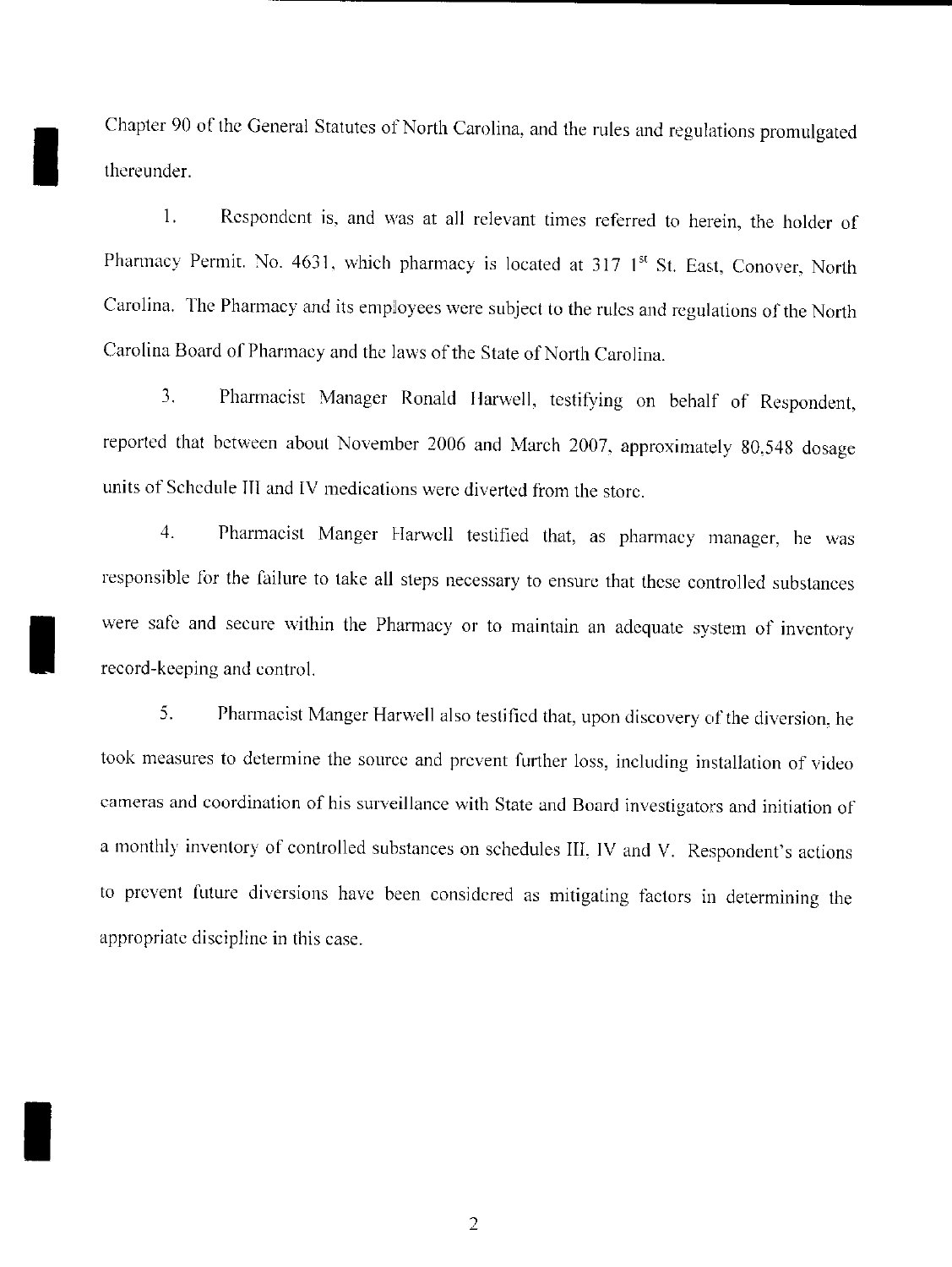Chapter 90 of the General Statutes of North Carolina, and the rules and regulations promulgated thereunder.

1. Respondent is, and was at all relevant times referred to herein, the holder of Pharmacy Permit. No. 4631, which pharmacy is located at 317 1st St. East, Conover, North Carolina. The Pharmacy and its employees were subject to the rules and regulations of the North Carolina Board of Pharmacy and the laws of the State of North Carolina.

3. Pharmacist Manager Ronald Harwell, testifying on behalf of Respondent, reported that between about November 2006 and March 2007, approximately 80,548 dosage units of Schedule III and IV medications were diverted from the store.

4. Pharmacist Manger Harwell testified that, as pharmacy manager, he was responsible for the failure to take all steps necessary to ensure that these controlled substances were safe and secure within the Pharmacy or to maintain an adequate system of inventory record-keeping and control.

5. Pharmacist Manger Harwell also testified that, upon discovery of the diversion, he took measures to determine the source and prevent further loss, including installation of video cameras and coordination of his surveillance with State and Board investigators and initiation of a monthly inventory of controlled substances on schedules III, IV and V. Respondent's actions to prevent future diversions have been considered as mitigating factors in determining the appropriate discipline in this case.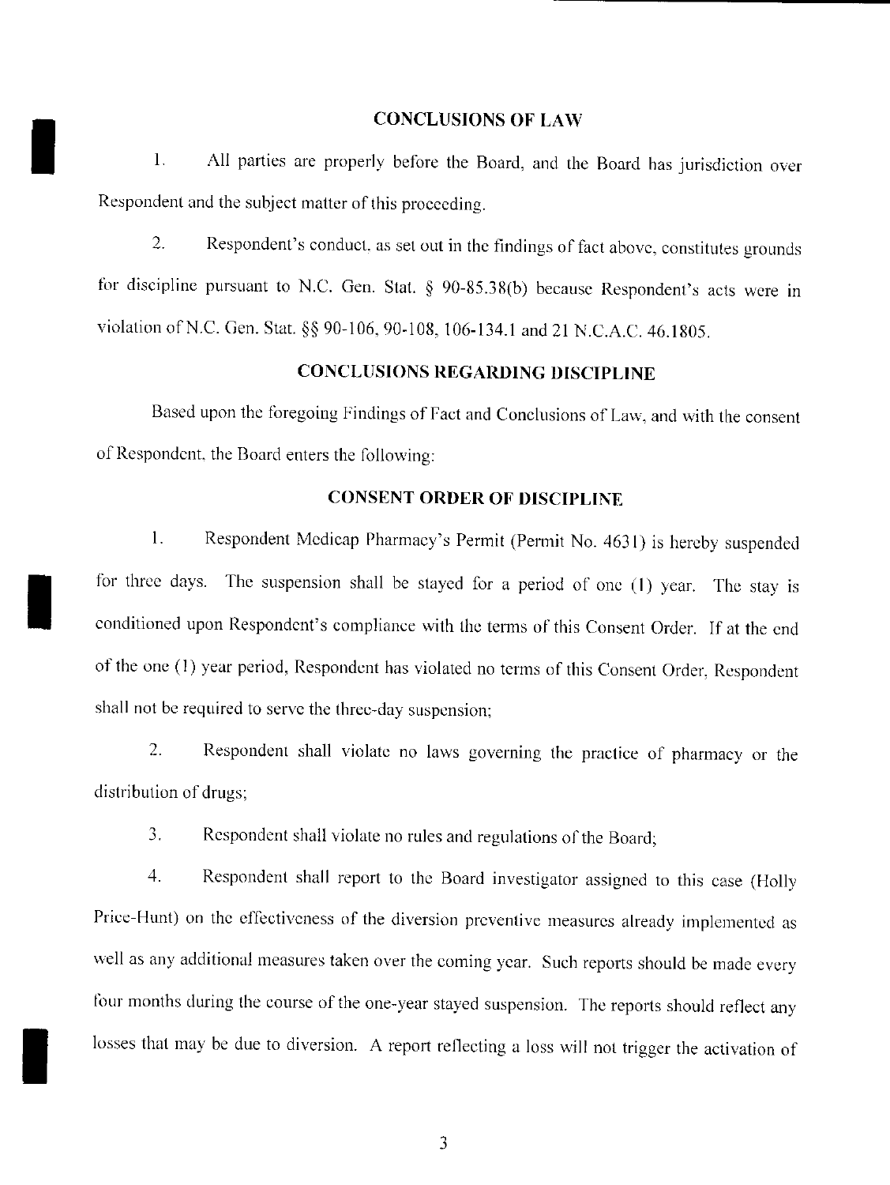## CONCLUSIONS OF LAW

1. All parties are properly before the Board, and the Board has jurisdiction over Respondent and the subject matter of this proceeding.

2. Respondent's conduct, as set out in the findings of fact above, constitutes grounds for discipline pursuant to N.C. Gen. Stat. § 90-85.38(b) because Respondent's acts were in violation of N.C. Gen. Stat. §§ 90-106, 90-108, 106-134.1 and 21 N.C.A.C. 46.1805.

## CONCLUSIONS REGARDING DISCIPLINE

Based upon the foregoing Findings of Fact and Conclusions of Law, and with the consent of Respondent, the Board enters the following:

## CONSENT ORDER OF DISCIPLINE

1. Respondent Medicap Pharmacy's Permit (Permit No. 4631) is hereby suspended for three days. The suspension shall be stayed for a period of one (1) year. The stay is conditioned upon Respondent's compliance with the terms of this Consent Order. If at the end of the one (1) year period, Respondent has violated no terms of this Consent Order, Respondent shall not be required to serve the three-day suspension;

2. Respondent shall violate no laws governing the practice of pharmacy or the distribution of drugs;

3. Respondent shall violate no rules and regulations of the Board;

4. Respondent shall report to the Board investigator assigned to this case (Holly Price-Hunt) on the effectiveness of the diversion preventive measures already implemented as well as any additional measures taken over the coming year. Such reports should be made every four months during the course of the one-year stayed suspension. The reports should reflect any losses that may be due to diversion. A report reflecting a loss will not trigger the activation of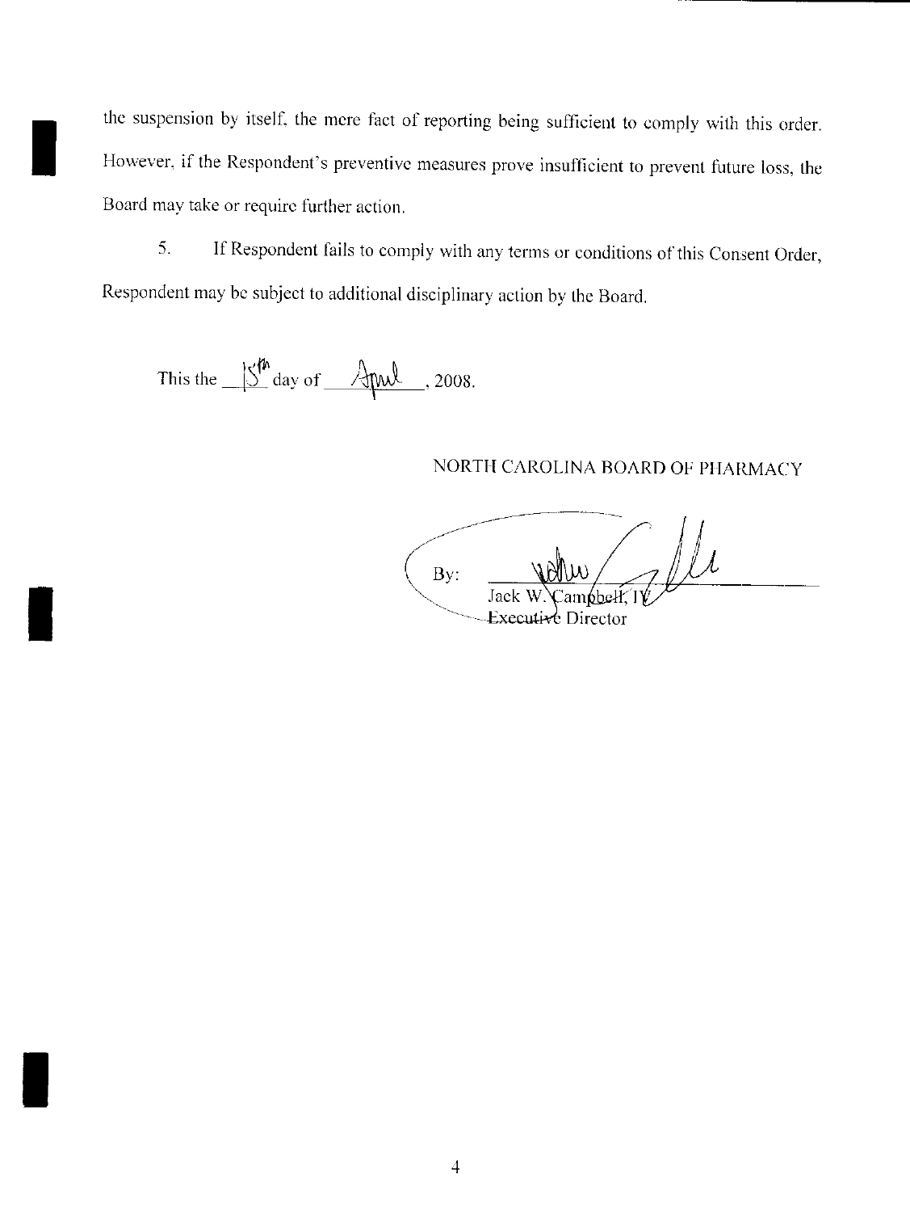the suspension by itself, the mere fact of reporting being sufficient to comply with this order. However, if the Respondent's preventive measures prove insufficient to prevent future loss, the Board may take or require further action.

5. If Respondent fails to comply with any terms or conditions of this Consent Order, Respondent may be subject to additional disciplinary action by the Board.

This the 15th day of April, 2008.

NORTH CAROLINA BOARD OF PHARMACY

By: ______________________
Jack W. Campbell, IV
Executive Director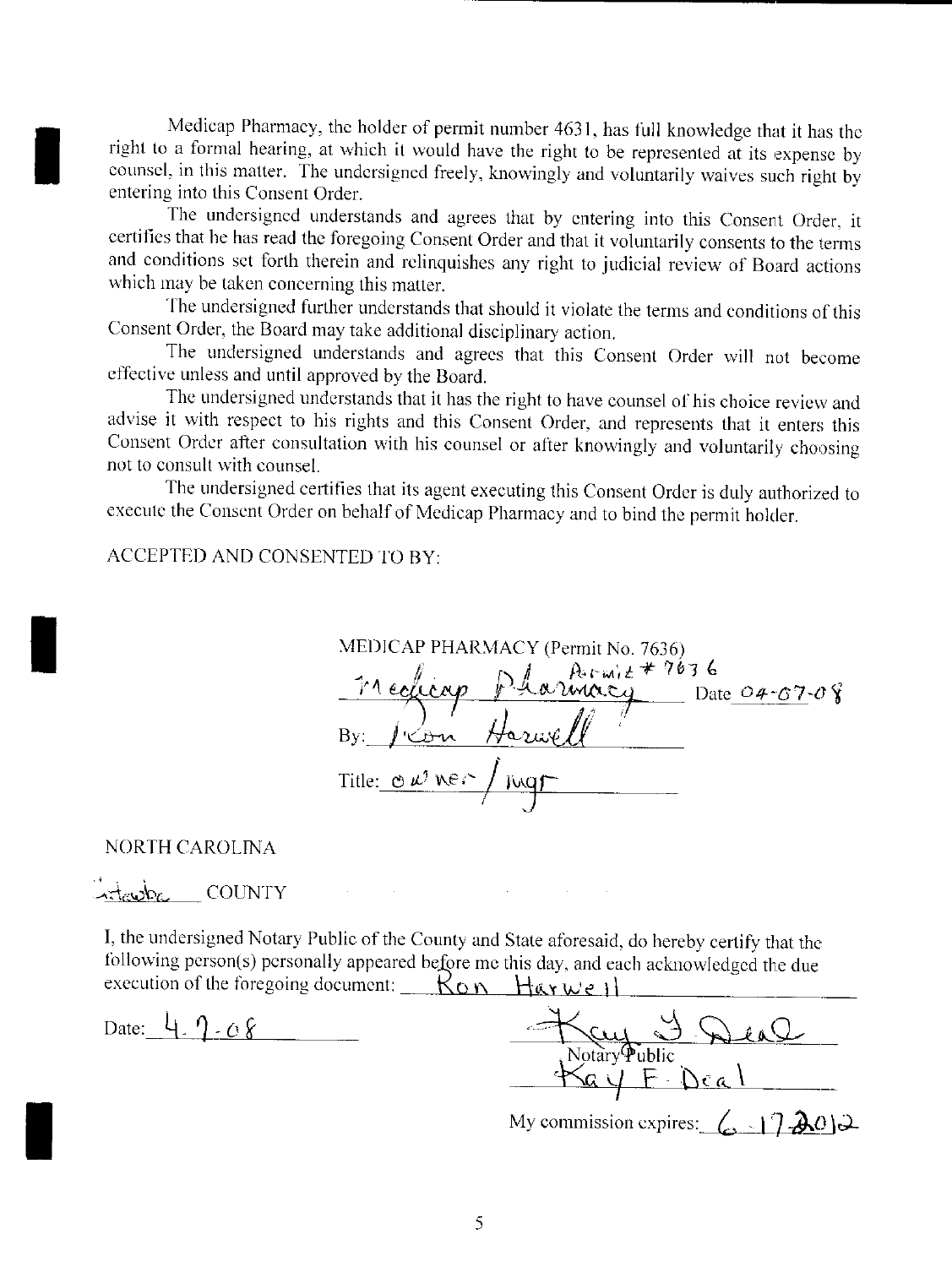Medicap Pharmacy, the holder of permit number 4631, has full knowledge that it has the right to a formal hearing, at which it would have the right to be represented at its expense by counsel, in this matter. The undersigned freely, knowingly and voluntarily waives such right by entering into this Consent Order.

The undersigned understands and agrees that by entering into this Consent Order, it certifies that he has read the foregoing Consent Order and that it voluntarily consents to the terms and conditions set forth therein and relinquishes any right to judicial review of Board actions which may be taken concerning this matter.

The undersigned further understands that should it violate the terms and conditions of this Consent Order, the Board may take additional disciplinary action.

The undersigned understands and agrees that this Consent Order will not become effective unless and until approved by the Board.

The undersigned understands that it has the right to have counsel of his choice review and advise it with respect to his rights and this Consent Order, and represents that it enters this Consent Order after consultation with his counsel or after knowingly and voluntarily choosing not to consult with counsel.

The undersigned certifies that its agent executing this Consent Order is duly authorized to execute the Consent Order on behalf of Medicap Pharmacy and to bind the permit holder.

ACCEPTED AND CONSENTED TO BY:

MEDICAP PHARMACY (Permit No. 7636)

Medicap Pharmacy Permit # 7636 Date 04-07-08

By: Ron Harwell

Title: owner / mgr

NORTH CAROLINA

Catawba COUNTY

I, the undersigned Notary Public of the County and State aforesaid, do hereby certify that the following person(s) personally appeared before me this day, and each acknowledged the due execution of the foregoing document: Ron Harwell

Date: 4-7-08

Kay F Deal
Notary Public
Kay F. Deal

My commission expires: 6-17-2012